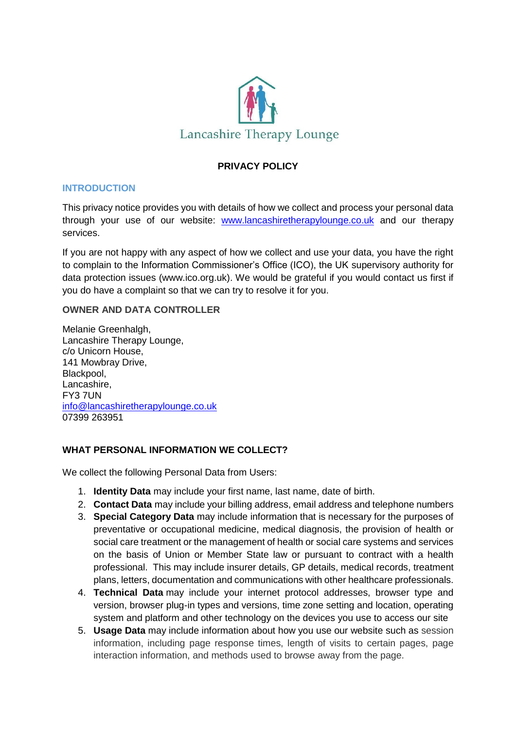Lancashire Therapy Lounge

# PRIVACY POLICY

## INTRODUCTION

This privacy notice provides you with details of how we collect and process your personal data through your use of our website: [www.lancashiretherapylounge.co.uk](http://www.lancashiretherapylounge.co.uk) and our therapy services.

If you are not happy with any aspect of how we collect and use your data, you have the right to complain to the Information Commissioner's Office (ICO), the UK supervisory authority for data protection issues (www.ico.org.uk). We would be grateful if you would contact us first if you do have a complaint so that we can try to resolve it for you.

### OWNER AND DATA CONTROLLER

Melanie Greenhalgh,
Lancashire Therapy Lounge,
c/o Unicorn House,
141 Mowbray Drive,
Blackpool,
Lancashire,
FY3 7UN
[info@lancashiretherapylounge.co.uk](mailto:info@lancashiretherapylounge.co.uk)
07399 263951

## WHAT PERSONAL INFORMATION WE COLLECT?

We collect the following Personal Data from Users:

1. **Identity Data** may include your first name, last name, date of birth.
2. **Contact Data** may include your billing address, email address and telephone numbers
3. **Special Category Data** may include information that is necessary for the purposes of preventative or occupational medicine, medical diagnosis, the provision of health or social care treatment or the management of health or social care systems and services on the basis of Union or Member State law or pursuant to contract with a health professional. This may include insurer details, GP details, medical records, treatment plans, letters, documentation and communications with other healthcare professionals.
4. **Technical Data** may include your internet protocol addresses, browser type and version, browser plug-in types and versions, time zone setting and location, operating system and platform and other technology on the devices you use to access our site
5. **Usage Data** may include information about how you use our website such as session information, including page response times, length of visits to certain pages, page interaction information, and methods used to browse away from the page.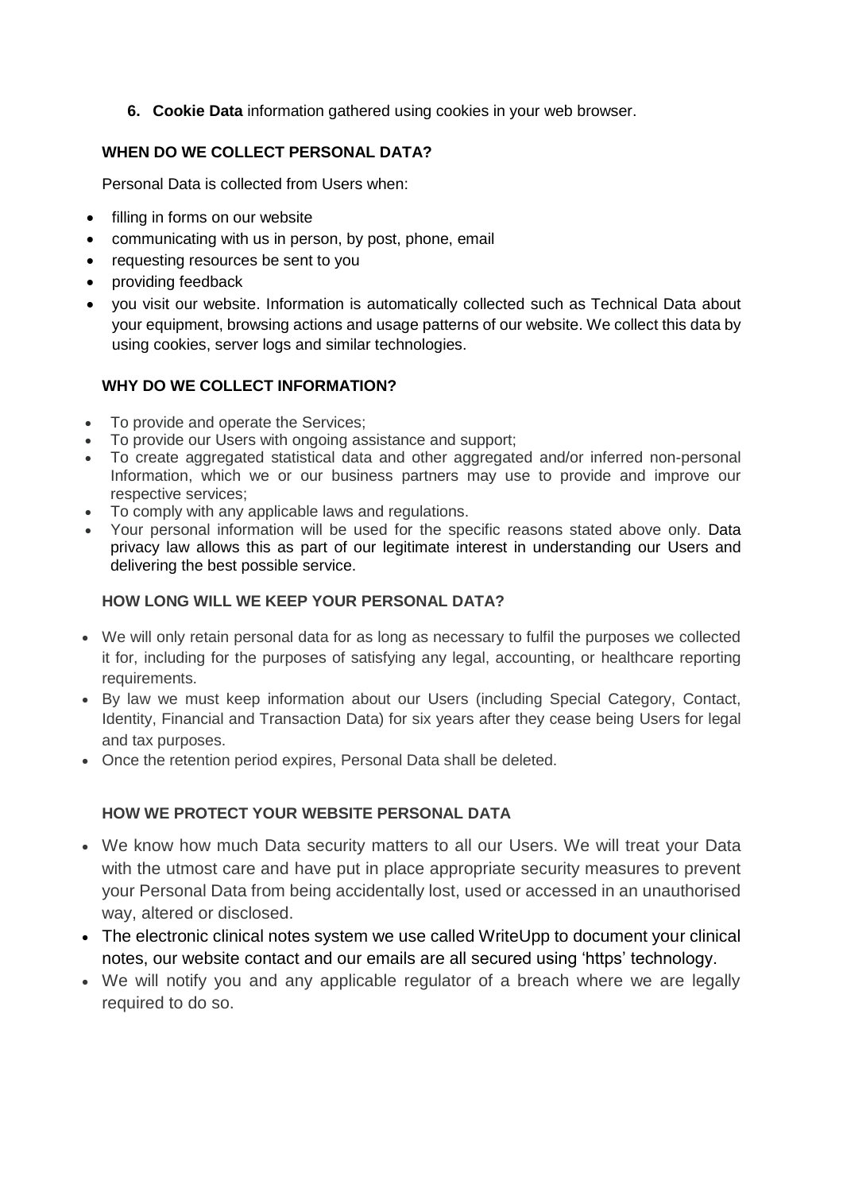6. **Cookie Data** information gathered using cookies in your web browser.

## WHEN DO WE COLLECT PERSONAL DATA?

Personal Data is collected from Users when:

- filling in forms on our website
- communicating with us in person, by post, phone, email
- requesting resources be sent to you
- providing feedback
- you visit our website. Information is automatically collected such as Technical Data about your equipment, browsing actions and usage patterns of our website. We collect this data by using cookies, server logs and similar technologies.

## WHY DO WE COLLECT INFORMATION?

- To provide and operate the Services;
- To provide our Users with ongoing assistance and support;
- To create aggregated statistical data and other aggregated and/or inferred non-personal Information, which we or our business partners may use to provide and improve our respective services;
- To comply with any applicable laws and regulations.
- Your personal information will be used for the specific reasons stated above only. Data privacy law allows this as part of our legitimate interest in understanding our Users and delivering the best possible service.

## HOW LONG WILL WE KEEP YOUR PERSONAL DATA?

- We will only retain personal data for as long as necessary to fulfil the purposes we collected it for, including for the purposes of satisfying any legal, accounting, or healthcare reporting requirements.
- By law we must keep information about our Users (including Special Category, Contact, Identity, Financial and Transaction Data) for six years after they cease being Users for legal and tax purposes.
- Once the retention period expires, Personal Data shall be deleted.

## HOW WE PROTECT YOUR WEBSITE PERSONAL DATA

- We know how much Data security matters to all our Users. We will treat your Data with the utmost care and have put in place appropriate security measures to prevent your Personal Data from being accidentally lost, used or accessed in an unauthorised way, altered or disclosed.
- The electronic clinical notes system we use called WriteUpp to document your clinical notes, our website contact and our emails are all secured using 'https' technology.
- We will notify you and any applicable regulator of a breach where we are legally required to do so.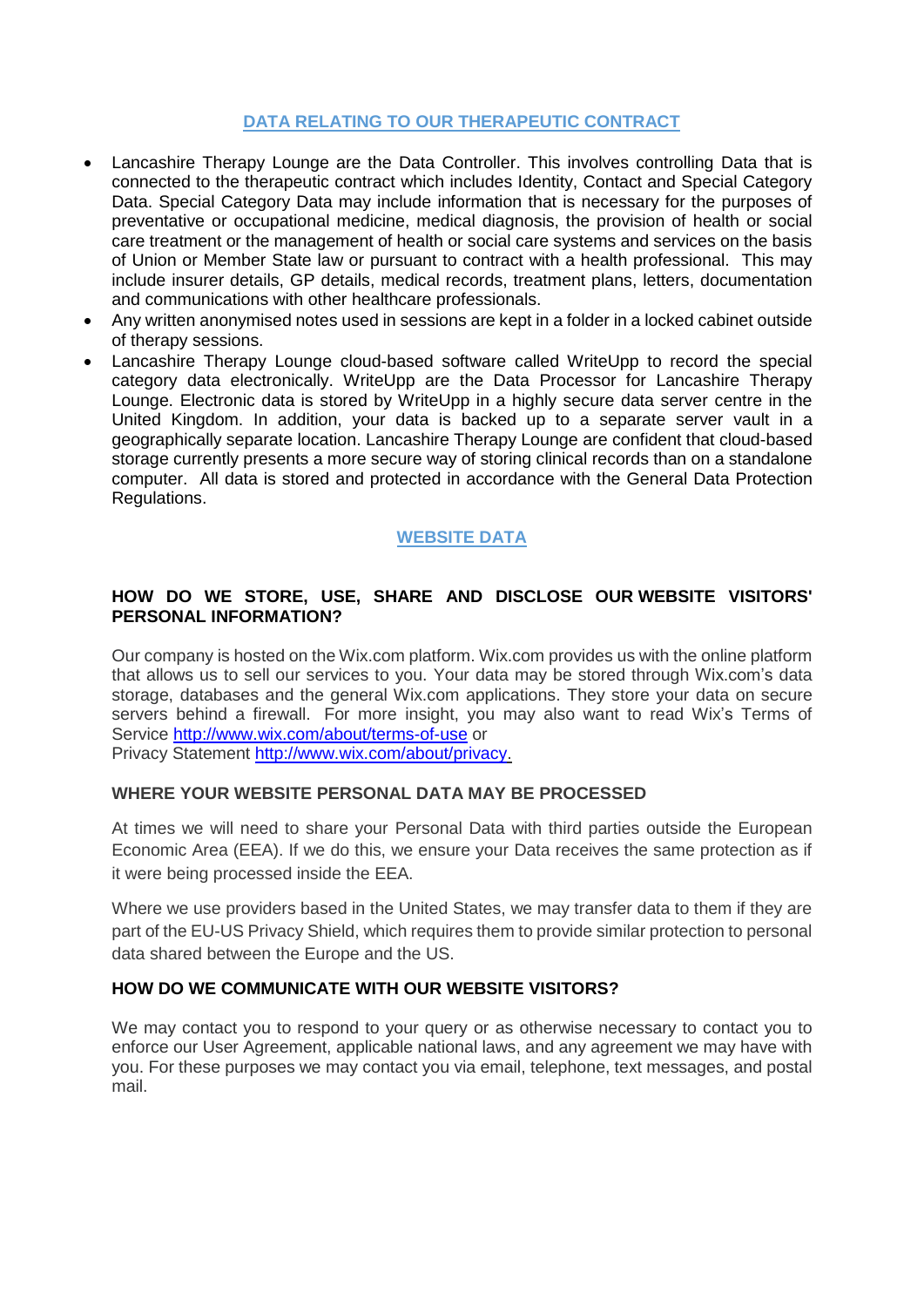## DATA RELATING TO OUR THERAPEUTIC CONTRACT

- Lancashire Therapy Lounge are the Data Controller. This involves controlling Data that is connected to the therapeutic contract which includes Identity, Contact and Special Category Data. Special Category Data may include information that is necessary for the purposes of preventative or occupational medicine, medical diagnosis, the provision of health or social care treatment or the management of health or social care systems and services on the basis of Union or Member State law or pursuant to contract with a health professional. This may include insurer details, GP details, medical records, treatment plans, letters, documentation and communications with other healthcare professionals.
- Any written anonymised notes used in sessions are kept in a folder in a locked cabinet outside of therapy sessions.
- Lancashire Therapy Lounge cloud-based software called WriteUpp to record the special category data electronically. WriteUpp are the Data Processor for Lancashire Therapy Lounge. Electronic data is stored by WriteUpp in a highly secure data server centre in the United Kingdom. In addition, your data is backed up to a separate server vault in a geographically separate location. Lancashire Therapy Lounge are confident that cloud-based storage currently presents a more secure way of storing clinical records than on a standalone computer. All data is stored and protected in accordance with the General Data Protection Regulations.

## WEBSITE DATA

### HOW DO WE STORE, USE, SHARE AND DISCLOSE OUR WEBSITE VISITORS' PERSONAL INFORMATION?

Our company is hosted on the Wix.com platform. Wix.com provides us with the online platform that allows us to sell our services to you. Your data may be stored through Wix.com's data storage, databases and the general Wix.com applications. They store your data on secure servers behind a firewall. For more insight, you may also want to read Wix's Terms of Service http://www.wix.com/about/terms-of-use or
Privacy Statement http://www.wix.com/about/privacy.

### WHERE YOUR WEBSITE PERSONAL DATA MAY BE PROCESSED

At times we will need to share your Personal Data with third parties outside the European Economic Area (EEA). If we do this, we ensure your Data receives the same protection as if it were being processed inside the EEA.

Where we use providers based in the United States, we may transfer data to them if they are part of the EU-US Privacy Shield, which requires them to provide similar protection to personal data shared between the Europe and the US.

### HOW DO WE COMMUNICATE WITH OUR WEBSITE VISITORS?

We may contact you to respond to your query or as otherwise necessary to contact you to enforce our User Agreement, applicable national laws, and any agreement we may have with you. For these purposes we may contact you via email, telephone, text messages, and postal mail.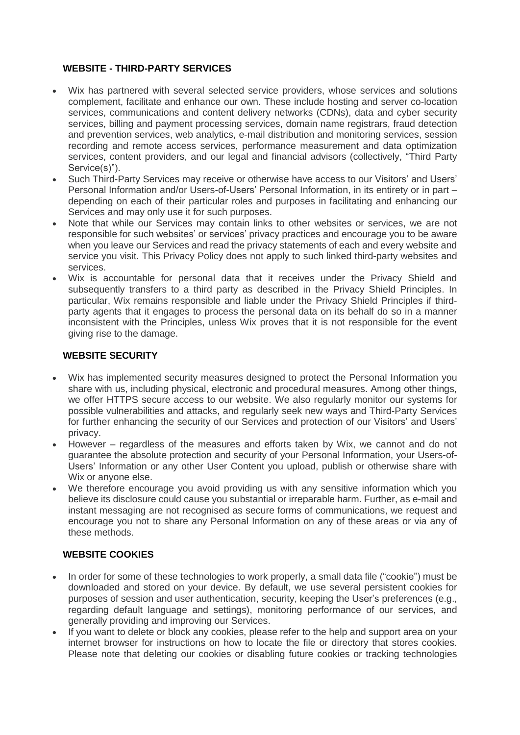## WEBSITE - THIRD-PARTY SERVICES

- Wix has partnered with several selected service providers, whose services and solutions complement, facilitate and enhance our own. These include hosting and server co-location services, communications and content delivery networks (CDNs), data and cyber security services, billing and payment processing services, domain name registrars, fraud detection and prevention services, web analytics, e-mail distribution and monitoring services, session recording and remote access services, performance measurement and data optimization services, content providers, and our legal and financial advisors (collectively, "Third Party Service(s)").
- Such Third-Party Services may receive or otherwise have access to our Visitors' and Users' Personal Information and/or Users-of-Users' Personal Information, in its entirety or in part – depending on each of their particular roles and purposes in facilitating and enhancing our Services and may only use it for such purposes.
- Note that while our Services may contain links to other websites or services, we are not responsible for such websites' or services' privacy practices and encourage you to be aware when you leave our Services and read the privacy statements of each and every website and service you visit. This Privacy Policy does not apply to such linked third-party websites and services.
- Wix is accountable for personal data that it receives under the Privacy Shield and subsequently transfers to a third party as described in the Privacy Shield Principles. In particular, Wix remains responsible and liable under the Privacy Shield Principles if third-party agents that it engages to process the personal data on its behalf do so in a manner inconsistent with the Principles, unless Wix proves that it is not responsible for the event giving rise to the damage.

## WEBSITE SECURITY

- Wix has implemented security measures designed to protect the Personal Information you share with us, including physical, electronic and procedural measures. Among other things, we offer HTTPS secure access to our website. We also regularly monitor our systems for possible vulnerabilities and attacks, and regularly seek new ways and Third-Party Services for further enhancing the security of our Services and protection of our Visitors' and Users' privacy.
- However – regardless of the measures and efforts taken by Wix, we cannot and do not guarantee the absolute protection and security of your Personal Information, your Users-of-Users' Information or any other User Content you upload, publish or otherwise share with Wix or anyone else.
- We therefore encourage you avoid providing us with any sensitive information which you believe its disclosure could cause you substantial or irreparable harm. Further, as e-mail and instant messaging are not recognised as secure forms of communications, we request and encourage you not to share any Personal Information on any of these areas or via any of these methods.

## WEBSITE COOKIES

- In order for some of these technologies to work properly, a small data file ("cookie") must be downloaded and stored on your device. By default, we use several persistent cookies for purposes of session and user authentication, security, keeping the User's preferences (e.g., regarding default language and settings), monitoring performance of our services, and generally providing and improving our Services.
- If you want to delete or block any cookies, please refer to the help and support area on your internet browser for instructions on how to locate the file or directory that stores cookies. Please note that deleting our cookies or disabling future cookies or tracking technologies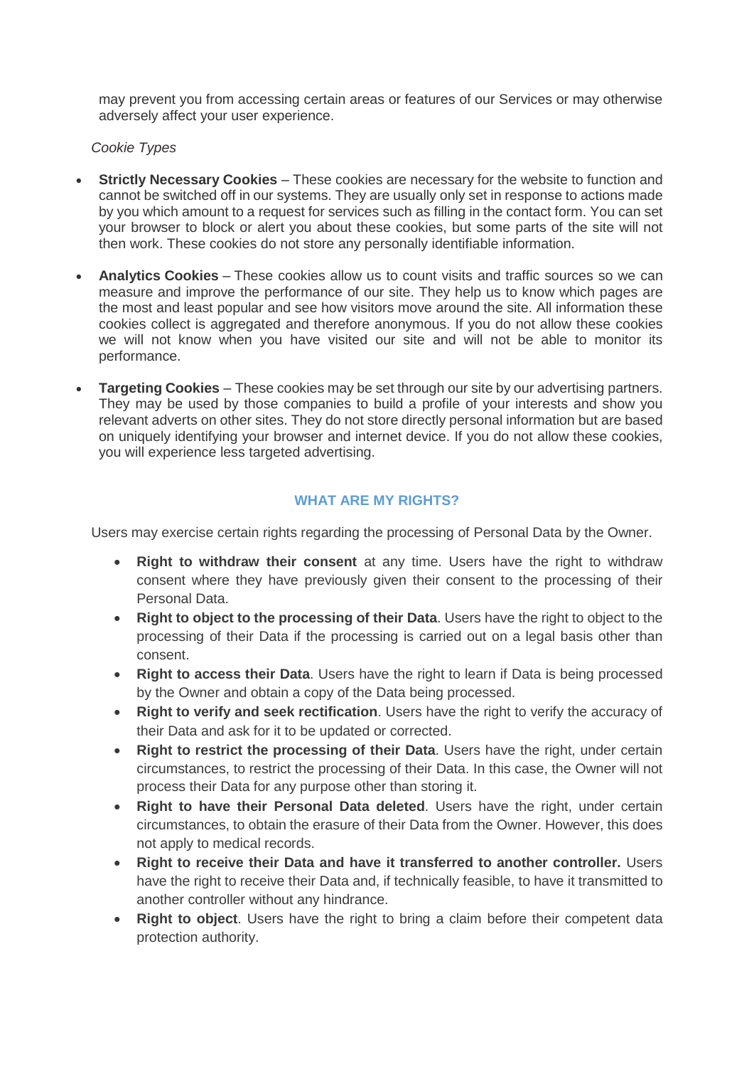may prevent you from accessing certain areas or features of our Services or may otherwise adversely affect your user experience.

*Cookie Types*

- **Strictly Necessary Cookies** – These cookies are necessary for the website to function and cannot be switched off in our systems. They are usually only set in response to actions made by you which amount to a request for services such as filling in the contact form. You can set your browser to block or alert you about these cookies, but some parts of the site will not then work. These cookies do not store any personally identifiable information.

- **Analytics Cookies** – These cookies allow us to count visits and traffic sources so we can measure and improve the performance of our site. They help us to know which pages are the most and least popular and see how visitors move around the site. All information these cookies collect is aggregated and therefore anonymous. If you do not allow these cookies we will not know when you have visited our site and will not be able to monitor its performance.

- **Targeting Cookies** – These cookies may be set through our site by our advertising partners. They may be used by those companies to build a profile of your interests and show you relevant adverts on other sites. They do not store directly personal information but are based on uniquely identifying your browser and internet device. If you do not allow these cookies, you will experience less targeted advertising.

## WHAT ARE MY RIGHTS?

Users may exercise certain rights regarding the processing of Personal Data by the Owner.

- **Right to withdraw their consent** at any time. Users have the right to withdraw consent where they have previously given their consent to the processing of their Personal Data.
- **Right to object to the processing of their Data**. Users have the right to object to the processing of their Data if the processing is carried out on a legal basis other than consent.
- **Right to access their Data**. Users have the right to learn if Data is being processed by the Owner and obtain a copy of the Data being processed.
- **Right to verify and seek rectification**. Users have the right to verify the accuracy of their Data and ask for it to be updated or corrected.
- **Right to restrict the processing of their Data**. Users have the right, under certain circumstances, to restrict the processing of their Data. In this case, the Owner will not process their Data for any purpose other than storing it.
- **Right to have their Personal Data deleted**. Users have the right, under certain circumstances, to obtain the erasure of their Data from the Owner. However, this does not apply to medical records.
- **Right to receive their Data and have it transferred to another controller.** Users have the right to receive their Data and, if technically feasible, to have it transmitted to another controller without any hindrance.
- **Right to object**. Users have the right to bring a claim before their competent data protection authority.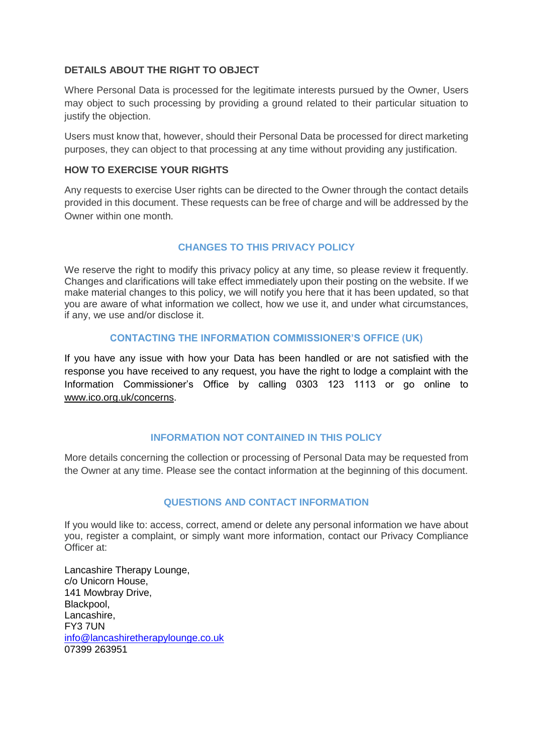### DETAILS ABOUT THE RIGHT TO OBJECT

Where Personal Data is processed for the legitimate interests pursued by the Owner, Users may object to such processing by providing a ground related to their particular situation to justify the objection.

Users must know that, however, should their Personal Data be processed for direct marketing purposes, they can object to that processing at any time without providing any justification.

### HOW TO EXERCISE YOUR RIGHTS

Any requests to exercise User rights can be directed to the Owner through the contact details provided in this document. These requests can be free of charge and will be addressed by the Owner within one month.

## CHANGES TO THIS PRIVACY POLICY

We reserve the right to modify this privacy policy at any time, so please review it frequently. Changes and clarifications will take effect immediately upon their posting on the website. If we make material changes to this policy, we will notify you here that it has been updated, so that you are aware of what information we collect, how we use it, and under what circumstances, if any, we use and/or disclose it.

## CONTACTING THE INFORMATION COMMISSIONER'S OFFICE (UK)

If you have any issue with how your Data has been handled or are not satisfied with the response you have received to any request, you have the right to lodge a complaint with the Information Commissioner's Office by calling 0303 123 1113 or go online to www.ico.org.uk/concerns.

## INFORMATION NOT CONTAINED IN THIS POLICY

More details concerning the collection or processing of Personal Data may be requested from the Owner at any time. Please see the contact information at the beginning of this document.

## QUESTIONS AND CONTACT INFORMATION

If you would like to: access, correct, amend or delete any personal information we have about you, register a complaint, or simply want more information, contact our Privacy Compliance Officer at:

Lancashire Therapy Lounge,
c/o Unicorn House,
141 Mowbray Drive,
Blackpool,
Lancashire,
FY3 7UN
info@lancashiretherapylounge.co.uk
07399 263951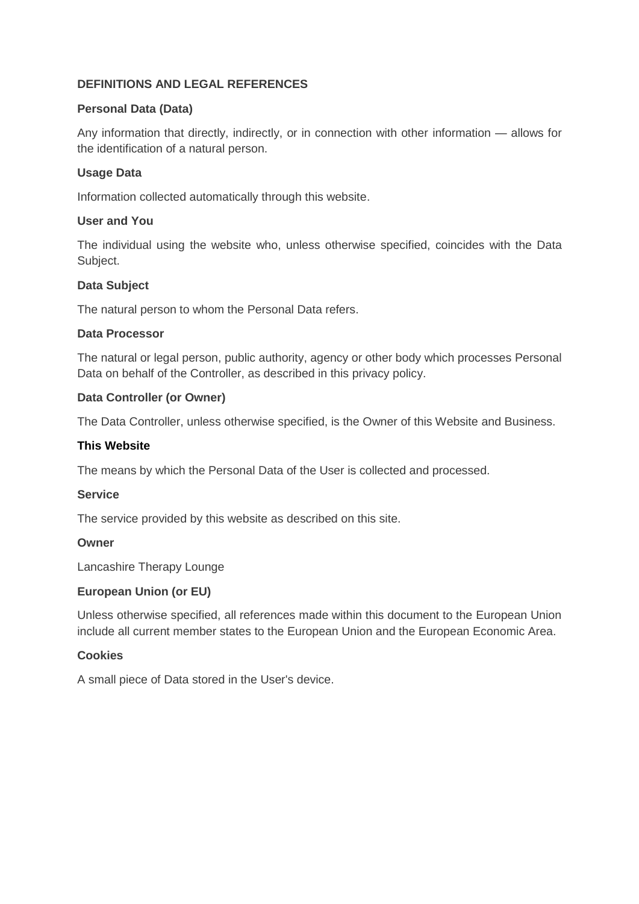## DEFINITIONS AND LEGAL REFERENCES

**Personal Data (Data)**

Any information that directly, indirectly, or in connection with other information — allows for the identification of a natural person.

**Usage Data**

Information collected automatically through this website.

**User and You**

The individual using the website who, unless otherwise specified, coincides with the Data Subject.

**Data Subject**

The natural person to whom the Personal Data refers.

**Data Processor**

The natural or legal person, public authority, agency or other body which processes Personal Data on behalf of the Controller, as described in this privacy policy.

**Data Controller (or Owner)**

The Data Controller, unless otherwise specified, is the Owner of this Website and Business.

**This Website**

The means by which the Personal Data of the User is collected and processed.

**Service**

The service provided by this website as described on this site.

**Owner**

Lancashire Therapy Lounge

**European Union (or EU)**

Unless otherwise specified, all references made within this document to the European Union include all current member states to the European Union and the European Economic Area.

**Cookies**

A small piece of Data stored in the User's device.